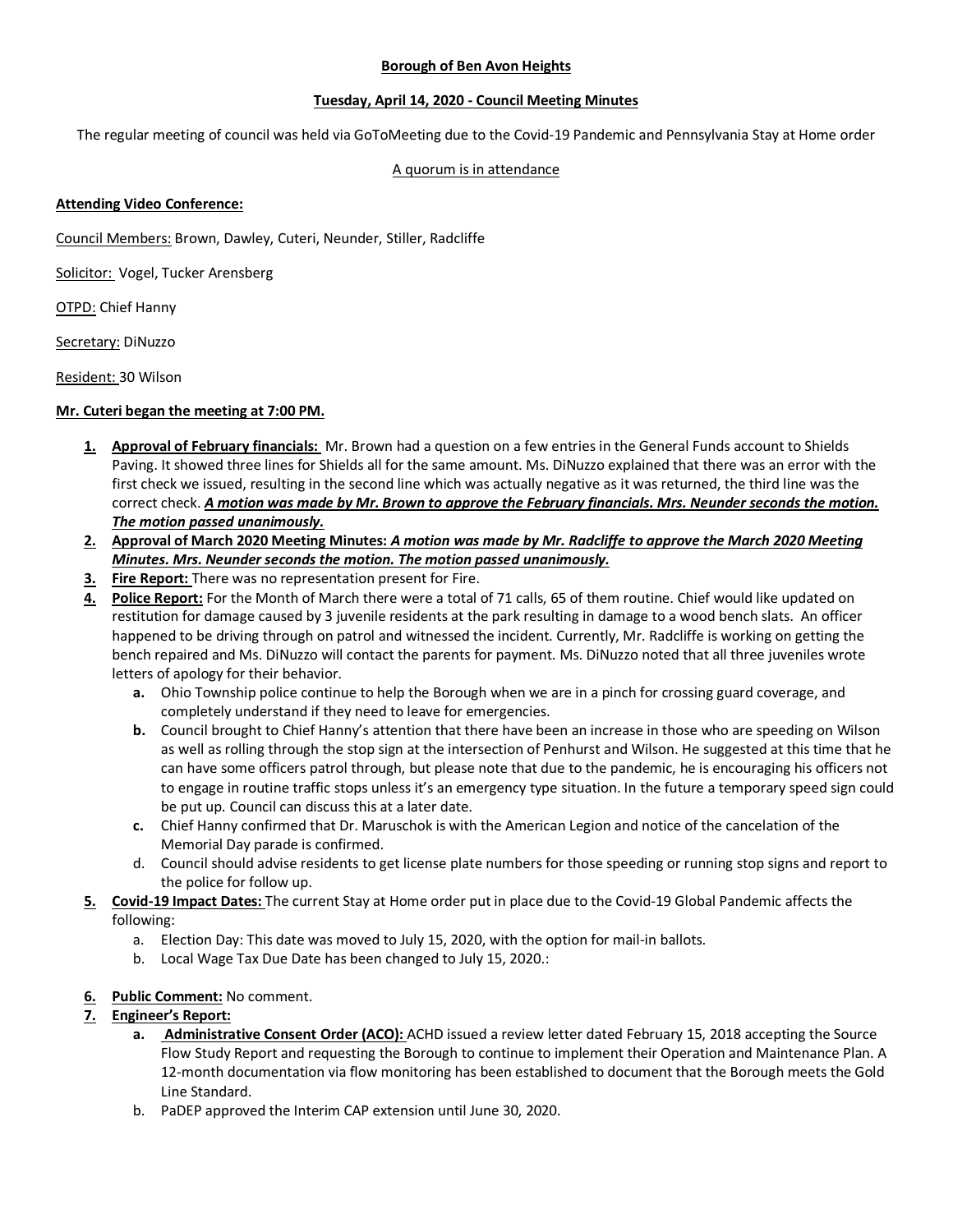**Borough of Ben Avon Heights**

**Tuesday, April 14, 2020 - Council Meeting Minutes**

The regular meeting of council was held via GoToMeeting due to the Covid-19 Pandemic and Pennsylvania Stay at Home order

A quorum is in attendance

**Attending Video Conference:**

Council Members: Brown, Dawley, Cuteri, Neunder, Stiller, Radcliffe

Solicitor: Vogel, Tucker Arensberg

OTPD: Chief Hanny

Secretary: DiNuzzo

Resident: 30 Wilson

**Mr. Cuteri began the meeting at 7:00 PM.**

1. **Approval of February financials:** Mr. Brown had a question on a few entries in the General Funds account to Shields Paving. It showed three lines for Shields all for the same amount. Ms. DiNuzzo explained that there was an error with the first check we issued, resulting in the second line which was actually negative as it was returned, the third line was the correct check. ***A motion was made by Mr. Brown to approve the February financials. Mrs. Neunder seconds the motion. The motion passed unanimously.***
2. **Approval of March 2020 Meeting Minutes:** ***A motion was made by Mr. Radcliffe to approve the March 2020 Meeting Minutes. Mrs. Neunder seconds the motion. The motion passed unanimously.***
3. **Fire Report:** There was no representation present for Fire.
4. **Police Report:** For the Month of March there were a total of 71 calls, 65 of them routine. Chief would like updated on restitution for damage caused by 3 juvenile residents at the park resulting in damage to a wood bench slats. An officer happened to be driving through on patrol and witnessed the incident. Currently, Mr. Radcliffe is working on getting the bench repaired and Ms. DiNuzzo will contact the parents for payment. Ms. DiNuzzo noted that all three juveniles wrote letters of apology for their behavior.
   a. Ohio Township police continue to help the Borough when we are in a pinch for crossing guard coverage, and completely understand if they need to leave for emergencies.
   b. Council brought to Chief Hanny's attention that there have been an increase in those who are speeding on Wilson as well as rolling through the stop sign at the intersection of Penhurst and Wilson. He suggested at this time that he can have some officers patrol through, but please note that due to the pandemic, he is encouraging his officers not to engage in routine traffic stops unless it's an emergency type situation. In the future a temporary speed sign could be put up. Council can discuss this at a later date.
   c. Chief Hanny confirmed that Dr. Maruschok is with the American Legion and notice of the cancelation of the Memorial Day parade is confirmed.
   d. Council should advise residents to get license plate numbers for those speeding or running stop signs and report to the police for follow up.
5. **Covid-19 Impact Dates:** The current Stay at Home order put in place due to the Covid-19 Global Pandemic affects the following:
   a. Election Day: This date was moved to July 15, 2020, with the option for mail-in ballots.
   b. Local Wage Tax Due Date has been changed to July 15, 2020.:
6. **Public Comment:** No comment.
7. **Engineer's Report:**
   a. **Administrative Consent Order (ACO):** ACHD issued a review letter dated February 15, 2018 accepting the Source Flow Study Report and requesting the Borough to continue to implement their Operation and Maintenance Plan. A 12-month documentation via flow monitoring has been established to document that the Borough meets the Gold Line Standard.
   b. PaDEP approved the Interim CAP extension until June 30, 2020.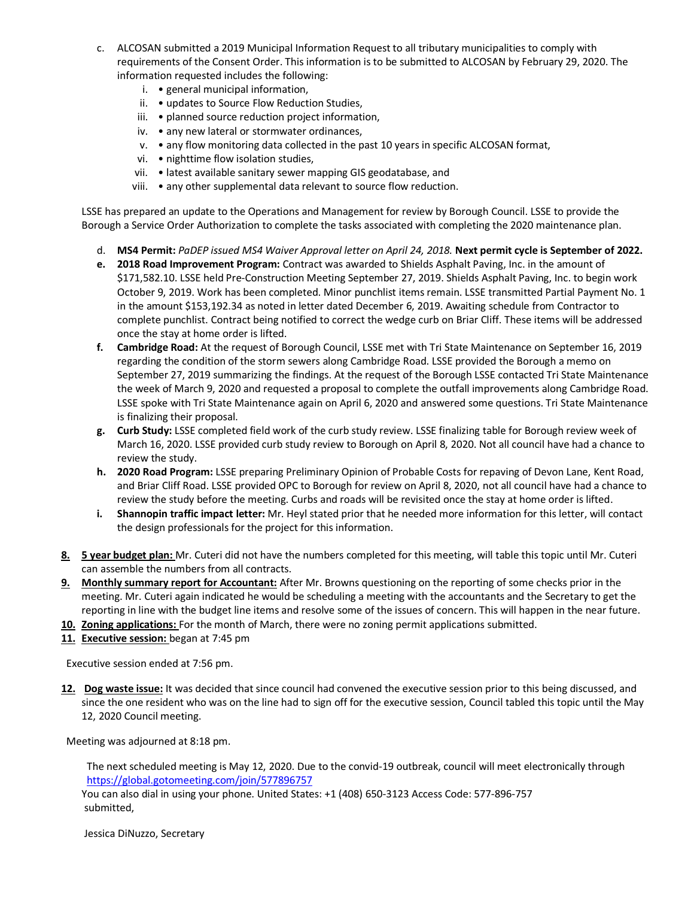c. ALCOSAN submitted a 2019 Municipal Information Request to all tributary municipalities to comply with requirements of the Consent Order. This information is to be submitted to ALCOSAN by February 29, 2020. The information requested includes the following:
   i. • general municipal information,
   ii. • updates to Source Flow Reduction Studies,
   iii. • planned source reduction project information,
   iv. • any new lateral or stormwater ordinances,
   v. • any flow monitoring data collected in the past 10 years in specific ALCOSAN format,
   vi. • nighttime flow isolation studies,
   vii. • latest available sanitary sewer mapping GIS geodatabase, and
   viii. • any other supplemental data relevant to source flow reduction.

LSSE has prepared an update to the Operations and Management for review by Borough Council. LSSE to provide the Borough a Service Order Authorization to complete the tasks associated with completing the 2020 maintenance plan.

d. **MS4 Permit:** *PaDEP issued MS4 Waiver Approval letter on April 24, 2018.* **Next permit cycle is September of 2022.**

e. **2018 Road Improvement Program:** Contract was awarded to Shields Asphalt Paving, Inc. in the amount of $171,582.10. LSSE held Pre-Construction Meeting September 27, 2019. Shields Asphalt Paving, Inc. to begin work October 9, 2019. Work has been completed. Minor punchlist items remain. LSSE transmitted Partial Payment No. 1 in the amount $153,192.34 as noted in letter dated December 6, 2019. Awaiting schedule from Contractor to complete punchlist. Contract being notified to correct the wedge curb on Briar Cliff. These items will be addressed once the stay at home order is lifted.

f. **Cambridge Road:** At the request of Borough Council, LSSE met with Tri State Maintenance on September 16, 2019 regarding the condition of the storm sewers along Cambridge Road. LSSE provided the Borough a memo on September 27, 2019 summarizing the findings. At the request of the Borough LSSE contacted Tri State Maintenance the week of March 9, 2020 and requested a proposal to complete the outfall improvements along Cambridge Road. LSSE spoke with Tri State Maintenance again on April 6, 2020 and answered some questions. Tri State Maintenance is finalizing their proposal.

g. **Curb Study:** LSSE completed field work of the curb study review. LSSE finalizing table for Borough review week of March 16, 2020. LSSE provided curb study review to Borough on April 8, 2020. Not all council have had a chance to review the study.

h. **2020 Road Program:** LSSE preparing Preliminary Opinion of Probable Costs for repaving of Devon Lane, Kent Road, and Briar Cliff Road. LSSE provided OPC to Borough for review on April 8, 2020, not all council have had a chance to review the study before the meeting. Curbs and roads will be revisited once the stay at home order is lifted.

i. **Shannopin traffic impact letter:** Mr. Heyl stated prior that he needed more information for this letter, will contact the design professionals for the project for this information.

8. **5 year budget plan:** Mr. Cuteri did not have the numbers completed for this meeting, will table this topic until Mr. Cuteri can assemble the numbers from all contracts.
9. **Monthly summary report for Accountant:** After Mr. Browns questioning on the reporting of some checks prior in the meeting. Mr. Cuteri again indicated he would be scheduling a meeting with the accountants and the Secretary to get the reporting in line with the budget line items and resolve some of the issues of concern. This will happen in the near future.
10. **Zoning applications:** For the month of March, there were no zoning permit applications submitted.
11. **Executive session:** began at 7:45 pm

Executive session ended at 7:56 pm.

12. **Dog waste issue:** It was decided that since council had convened the executive session prior to this being discussed, and since the one resident who was on the line had to sign off for the executive session, Council tabled this topic until the May 12, 2020 Council meeting.

Meeting was adjourned at 8:18 pm.

The next scheduled meeting is May 12, 2020. Due to the convid-19 outbreak, council will meet electronically through https://global.gotomeeting.com/join/577896757
You can also dial in using your phone. United States: +1 (408) 650-3123 Access Code: 577-896-757
submitted,

Jessica DiNuzzo, Secretary